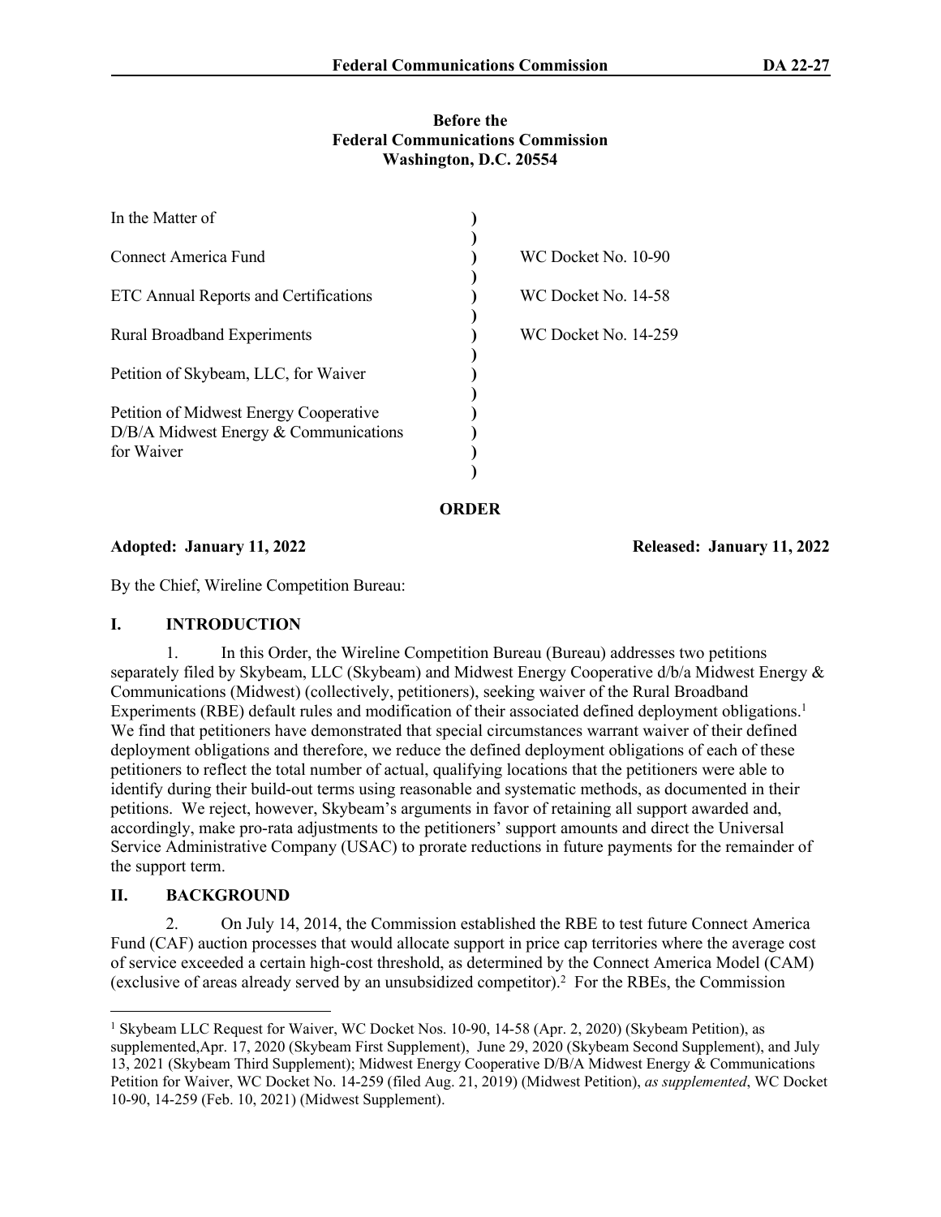**Before the**
**Federal Communications Commission**
**Washington, D.C. 20554**

| | | |
|---|---|---|
| In the Matter of | ) | |
| | ) | |
| Connect America Fund | ) | WC Docket No. 10-90 |
| | ) | |
| ETC Annual Reports and Certifications | ) | WC Docket No. 14-58 |
| | ) | |
| Rural Broadband Experiments | ) | WC Docket No. 14-259 |
| | ) | |
| Petition of Skybeam, LLC, for Waiver | ) | |
| | ) | |
| Petition of Midwest Energy Cooperative D/B/A Midwest Energy & Communications for Waiver | ) | |

**ORDER**

**Adopted: January 11, 2022** **Released: January 11, 2022**

By the Chief, Wireline Competition Bureau:

## I. INTRODUCTION

1. In this Order, the Wireline Competition Bureau (Bureau) addresses two petitions separately filed by Skybeam, LLC (Skybeam) and Midwest Energy Cooperative d/b/a Midwest Energy & Communications (Midwest) (collectively, petitioners), seeking waiver of the Rural Broadband Experiments (RBE) default rules and modification of their associated defined deployment obligations.[1] We find that petitioners have demonstrated that special circumstances warrant waiver of their defined deployment obligations and therefore, we reduce the defined deployment obligations of each of these petitioners to reflect the total number of actual, qualifying locations that the petitioners were able to identify during their build-out terms using reasonable and systematic methods, as documented in their petitions. We reject, however, Skybeam's arguments in favor of retaining all support awarded and, accordingly, make pro-rata adjustments to the petitioners' support amounts and direct the Universal Service Administrative Company (USAC) to prorate reductions in future payments for the remainder of the support term.

## II. BACKGROUND

2. On July 14, 2014, the Commission established the RBE to test future Connect America Fund (CAF) auction processes that would allocate support in price cap territories where the average cost of service exceeded a certain high-cost threshold, as determined by the Connect America Model (CAM) (exclusive of areas already served by an unsubsidized competitor).[2] For the RBEs, the Commission

---

[1] Skybeam LLC Request for Waiver, WC Docket Nos. 10-90, 14-58 (Apr. 2, 2020) (Skybeam Petition), as supplemented,Apr. 17, 2020 (Skybeam First Supplement), June 29, 2020 (Skybeam Second Supplement), and July 13, 2021 (Skybeam Third Supplement); Midwest Energy Cooperative D/B/A Midwest Energy & Communications Petition for Waiver, WC Docket No. 14-259 (filed Aug. 21, 2019) (Midwest Petition), *as supplemented*, WC Docket 10-90, 14-259 (Feb. 10, 2021) (Midwest Supplement).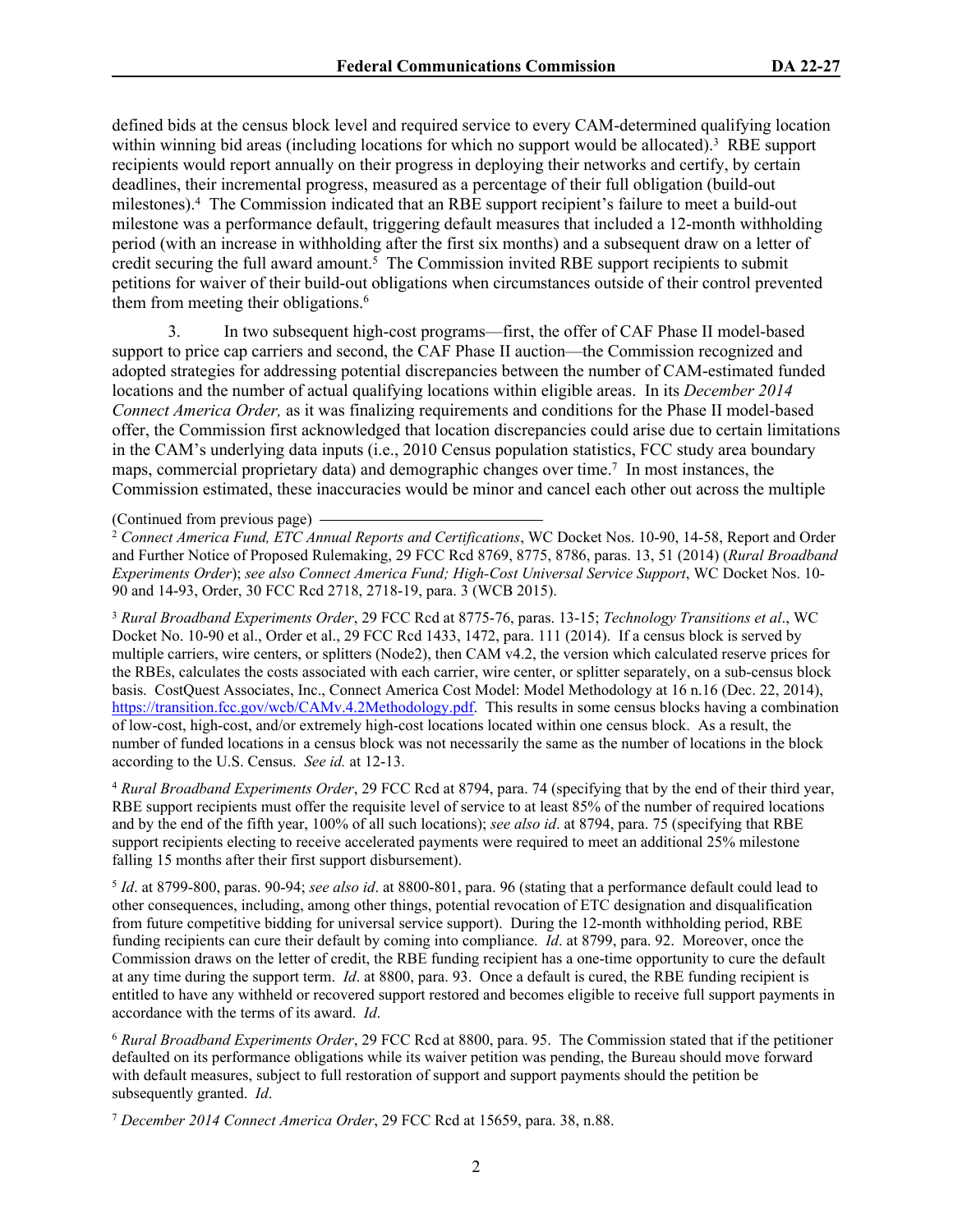defined bids at the census block level and required service to every CAM-determined qualifying location within winning bid areas (including locations for which no support would be allocated).[3] RBE support recipients would report annually on their progress in deploying their networks and certify, by certain deadlines, their incremental progress, measured as a percentage of their full obligation (build-out milestones).[4] The Commission indicated that an RBE support recipient's failure to meet a build-out milestone was a performance default, triggering default measures that included a 12-month withholding period (with an increase in withholding after the first six months) and a subsequent draw on a letter of credit securing the full award amount.[5] The Commission invited RBE support recipients to submit petitions for waiver of their build-out obligations when circumstances outside of their control prevented them from meeting their obligations.[6]

3. In two subsequent high-cost programs—first, the offer of CAF Phase II model-based support to price cap carriers and second, the CAF Phase II auction—the Commission recognized and adopted strategies for addressing potential discrepancies between the number of CAM-estimated funded locations and the number of actual qualifying locations within eligible areas. In its *December 2014 Connect America Order,* as it was finalizing requirements and conditions for the Phase II model-based offer, the Commission first acknowledged that location discrepancies could arise due to certain limitations in the CAM's underlying data inputs (i.e., 2010 Census population statistics, FCC study area boundary maps, commercial proprietary data) and demographic changes over time.[7] In most instances, the Commission estimated, these inaccuracies would be minor and cancel each other out across the multiple

(Continued from previous page)

[2] *Connect America Fund, ETC Annual Reports and Certifications*, WC Docket Nos. 10-90, 14-58, Report and Order and Further Notice of Proposed Rulemaking, 29 FCC Rcd 8769, 8775, 8786, paras. 13, 51 (2014) (*Rural Broadband Experiments Order*); *see also Connect America Fund; High-Cost Universal Service Support*, WC Docket Nos. 10-90 and 14-93, Order, 30 FCC Rcd 2718, 2718-19, para. 3 (WCB 2015).

[3] *Rural Broadband Experiments Order*, 29 FCC Rcd at 8775-76, paras. 13-15; *Technology Transitions et al*., WC Docket No. 10-90 et al., Order et al., 29 FCC Rcd 1433, 1472, para. 111 (2014). If a census block is served by multiple carriers, wire centers, or splitters (Node2), then CAM v4.2, the version which calculated reserve prices for the RBEs, calculates the costs associated with each carrier, wire center, or splitter separately, on a sub-census block basis. CostQuest Associates, Inc., Connect America Cost Model: Model Methodology at 16 n.16 (Dec. 22, 2014), https://transition.fcc.gov/wcb/CAMv.4.2Methodology.pdf. This results in some census blocks having a combination of low-cost, high-cost, and/or extremely high-cost locations located within one census block. As a result, the number of funded locations in a census block was not necessarily the same as the number of locations in the block according to the U.S. Census. *See id.* at 12-13.

[4] *Rural Broadband Experiments Order*, 29 FCC Rcd at 8794, para. 74 (specifying that by the end of their third year, RBE support recipients must offer the requisite level of service to at least 85% of the number of required locations and by the end of the fifth year, 100% of all such locations); *see also id*. at 8794, para. 75 (specifying that RBE support recipients electing to receive accelerated payments were required to meet an additional 25% milestone falling 15 months after their first support disbursement).

[5] *Id*. at 8799-800, paras. 90-94; *see also id*. at 8800-801, para. 96 (stating that a performance default could lead to other consequences, including, among other things, potential revocation of ETC designation and disqualification from future competitive bidding for universal service support). During the 12-month withholding period, RBE funding recipients can cure their default by coming into compliance. *Id*. at 8799, para. 92. Moreover, once the Commission draws on the letter of credit, the RBE funding recipient has a one-time opportunity to cure the default at any time during the support term. *Id*. at 8800, para. 93. Once a default is cured, the RBE funding recipient is entitled to have any withheld or recovered support restored and becomes eligible to receive full support payments in accordance with the terms of its award. *Id*.

[6] *Rural Broadband Experiments Order*, 29 FCC Rcd at 8800, para. 95. The Commission stated that if the petitioner defaulted on its performance obligations while its waiver petition was pending, the Bureau should move forward with default measures, subject to full restoration of support and support payments should the petition be subsequently granted. *Id*.

[7] *December 2014 Connect America Order*, 29 FCC Rcd at 15659, para. 38, n.88.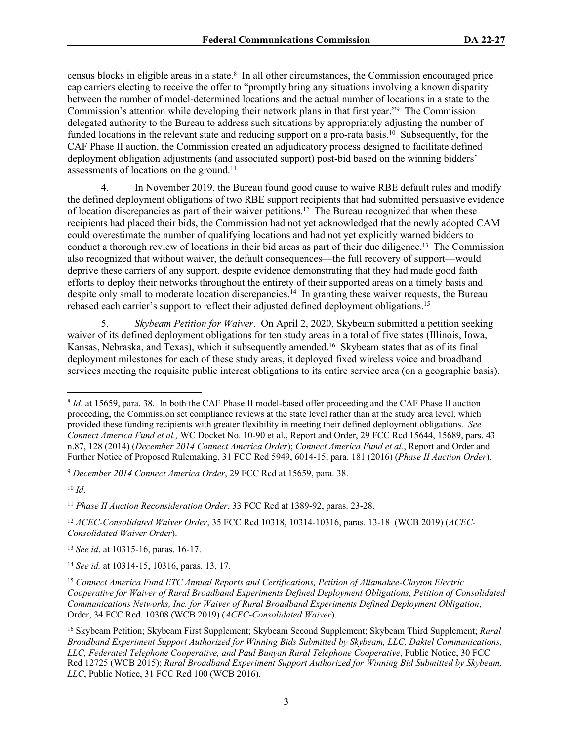census blocks in eligible areas in a state.[8] In all other circumstances, the Commission encouraged price cap carriers electing to receive the offer to "promptly bring any situations involving a known disparity between the number of model-determined locations and the actual number of locations in a state to the Commission's attention while developing their network plans in that first year."[9] The Commission delegated authority to the Bureau to address such situations by appropriately adjusting the number of funded locations in the relevant state and reducing support on a pro-rata basis.[10] Subsequently, for the CAF Phase II auction, the Commission created an adjudicatory process designed to facilitate defined deployment obligation adjustments (and associated support) post-bid based on the winning bidders' assessments of locations on the ground.[11]

4. In November 2019, the Bureau found good cause to waive RBE default rules and modify the defined deployment obligations of two RBE support recipients that had submitted persuasive evidence of location discrepancies as part of their waiver petitions.[12] The Bureau recognized that when these recipients had placed their bids, the Commission had not yet acknowledged that the newly adopted CAM could overestimate the number of qualifying locations and had not yet explicitly warned bidders to conduct a thorough review of locations in their bid areas as part of their due diligence.[13] The Commission also recognized that without waiver, the default consequences—the full recovery of support—would deprive these carriers of any support, despite evidence demonstrating that they had made good faith efforts to deploy their networks throughout the entirety of their supported areas on a timely basis and despite only small to moderate location discrepancies.[14] In granting these waiver requests, the Bureau rebased each carrier's support to reflect their adjusted defined deployment obligations.[15]

5. *Skybeam Petition for Waiver*. On April 2, 2020, Skybeam submitted a petition seeking waiver of its defined deployment obligations for ten study areas in a total of five states (Illinois, Iowa, Kansas, Nebraska, and Texas), which it subsequently amended.[16] Skybeam states that as of its final deployment milestones for each of these study areas, it deployed fixed wireless voice and broadband services meeting the requisite public interest obligations to its entire service area (on a geographic basis),

---

[8] *Id*. at 15659, para. 38. In both the CAF Phase II model-based offer proceeding and the CAF Phase II auction proceeding, the Commission set compliance reviews at the state level rather than at the study area level, which provided these funding recipients with greater flexibility in meeting their defined deployment obligations. *See Connect America Fund et al.,* WC Docket No. 10-90 et al., Report and Order, 29 FCC Rcd 15644, 15689, pars. 43 n.87, 128 (2014) (*December 2014 Connect America Order*); *Connect America Fund et al*., Report and Order and Further Notice of Proposed Rulemaking, 31 FCC Rcd 5949, 6014-15, para. 181 (2016) (*Phase II Auction Order*).

[9] *December 2014 Connect America Order*, 29 FCC Rcd at 15659, para. 38.

[10] *Id*.

[11] *Phase II Auction Reconsideration Order*, 33 FCC Rcd at 1389-92, paras. 23-28.

[12] *ACEC-Consolidated Waiver Order*, 35 FCC Rcd 10318, 10314-10316, paras. 13-18 (WCB 2019) (*ACEC-Consolidated Waiver Order*).

[13] *See id*. at 10315-16, paras. 16-17.

[14] *See id.* at 10314-15, 10316, paras. 13, 17.

[15] *Connect America Fund ETC Annual Reports and Certifications, Petition of Allamakee-Clayton Electric Cooperative for Waiver of Rural Broadband Experiments Defined Deployment Obligations, Petition of Consolidated Communications Networks, Inc. for Waiver of Rural Broadband Experiments Defined Deployment Obligation*, Order, 34 FCC Rcd. 10308 (WCB 2019) (*ACEC-Consolidated Waiver*).

[16] Skybeam Petition; Skybeam First Supplement; Skybeam Second Supplement; Skybeam Third Supplement; *Rural Broadband Experiment Support Authorized for Winning Bids Submitted by Skybeam, LLC, Daktel Communications, LLC, Federated Telephone Cooperative, and Paul Bunyan Rural Telephone Cooperative*, Public Notice, 30 FCC Rcd 12725 (WCB 2015); *Rural Broadband Experiment Support Authorized for Winning Bid Submitted by Skybeam, LLC*, Public Notice, 31 FCC Rcd 100 (WCB 2016).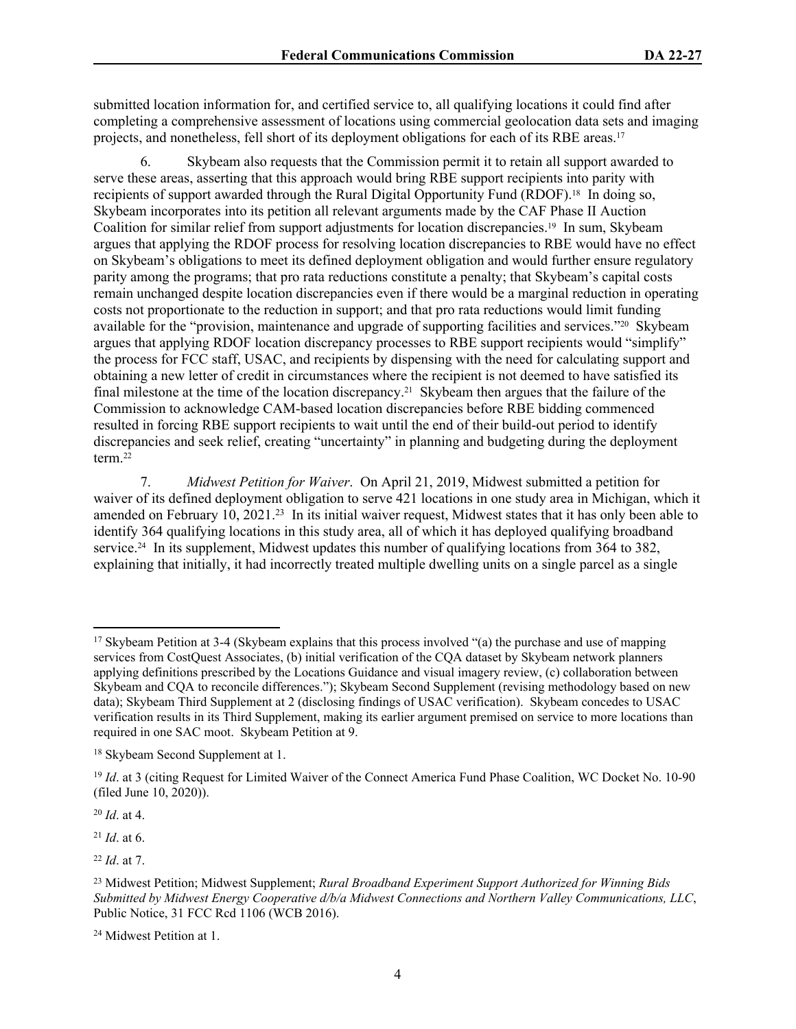submitted location information for, and certified service to, all qualifying locations it could find after completing a comprehensive assessment of locations using commercial geolocation data sets and imaging projects, and nonetheless, fell short of its deployment obligations for each of its RBE areas.[17]

6. Skybeam also requests that the Commission permit it to retain all support awarded to serve these areas, asserting that this approach would bring RBE support recipients into parity with recipients of support awarded through the Rural Digital Opportunity Fund (RDOF).[18] In doing so, Skybeam incorporates into its petition all relevant arguments made by the CAF Phase II Auction Coalition for similar relief from support adjustments for location discrepancies.[19] In sum, Skybeam argues that applying the RDOF process for resolving location discrepancies to RBE would have no effect on Skybeam's obligations to meet its defined deployment obligation and would further ensure regulatory parity among the programs; that pro rata reductions constitute a penalty; that Skybeam's capital costs remain unchanged despite location discrepancies even if there would be a marginal reduction in operating costs not proportionate to the reduction in support; and that pro rata reductions would limit funding available for the "provision, maintenance and upgrade of supporting facilities and services."[20] Skybeam argues that applying RDOF location discrepancy processes to RBE support recipients would "simplify" the process for FCC staff, USAC, and recipients by dispensing with the need for calculating support and obtaining a new letter of credit in circumstances where the recipient is not deemed to have satisfied its final milestone at the time of the location discrepancy.[21] Skybeam then argues that the failure of the Commission to acknowledge CAM-based location discrepancies before RBE bidding commenced resulted in forcing RBE support recipients to wait until the end of their build-out period to identify discrepancies and seek relief, creating "uncertainty" in planning and budgeting during the deployment term.[22]

7. *Midwest Petition for Waiver*. On April 21, 2019, Midwest submitted a petition for waiver of its defined deployment obligation to serve 421 locations in one study area in Michigan, which it amended on February 10, 2021.[23] In its initial waiver request, Midwest states that it has only been able to identify 364 qualifying locations in this study area, all of which it has deployed qualifying broadband service.[24] In its supplement, Midwest updates this number of qualifying locations from 364 to 382, explaining that initially, it had incorrectly treated multiple dwelling units on a single parcel as a single

---

[17] Skybeam Petition at 3-4 (Skybeam explains that this process involved "(a) the purchase and use of mapping services from CostQuest Associates, (b) initial verification of the CQA dataset by Skybeam network planners applying definitions prescribed by the Locations Guidance and visual imagery review, (c) collaboration between Skybeam and CQA to reconcile differences."); Skybeam Second Supplement (revising methodology based on new data); Skybeam Third Supplement at 2 (disclosing findings of USAC verification). Skybeam concedes to USAC verification results in its Third Supplement, making its earlier argument premised on service to more locations than required in one SAC moot. Skybeam Petition at 9.

[18] Skybeam Second Supplement at 1.

[19] *Id*. at 3 (citing Request for Limited Waiver of the Connect America Fund Phase Coalition, WC Docket No. 10-90 (filed June 10, 2020)).

[20] *Id*. at 4.

[21] *Id*. at 6.

[22] *Id*. at 7.

[23] Midwest Petition; Midwest Supplement; *Rural Broadband Experiment Support Authorized for Winning Bids Submitted by Midwest Energy Cooperative d/b/a Midwest Connections and Northern Valley Communications, LLC*, Public Notice, 31 FCC Rcd 1106 (WCB 2016).

[24] Midwest Petition at 1.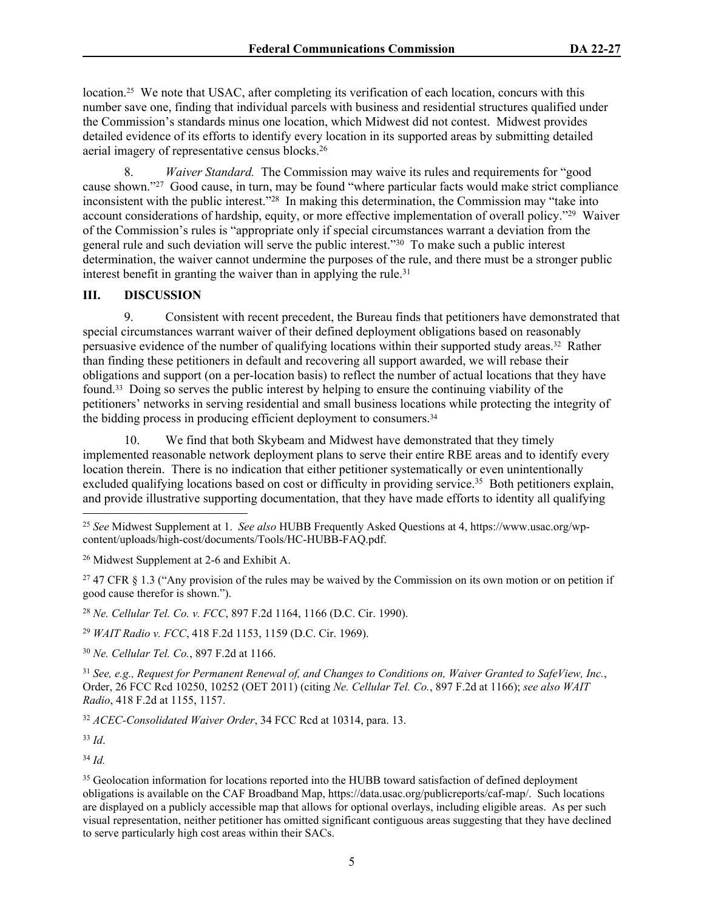location.[25] We note that USAC, after completing its verification of each location, concurs with this number save one, finding that individual parcels with business and residential structures qualified under the Commission's standards minus one location, which Midwest did not contest. Midwest provides detailed evidence of its efforts to identify every location in its supported areas by submitting detailed aerial imagery of representative census blocks.[26]

8. *Waiver Standard.* The Commission may waive its rules and requirements for "good cause shown."[27] Good cause, in turn, may be found "where particular facts would make strict compliance inconsistent with the public interest."[28] In making this determination, the Commission may "take into account considerations of hardship, equity, or more effective implementation of overall policy."[29] Waiver of the Commission's rules is "appropriate only if special circumstances warrant a deviation from the general rule and such deviation will serve the public interest."[30] To make such a public interest determination, the waiver cannot undermine the purposes of the rule, and there must be a stronger public interest benefit in granting the waiver than in applying the rule.[31]

## III. DISCUSSION

9. Consistent with recent precedent, the Bureau finds that petitioners have demonstrated that special circumstances warrant waiver of their defined deployment obligations based on reasonably persuasive evidence of the number of qualifying locations within their supported study areas.[32] Rather than finding these petitioners in default and recovering all support awarded, we will rebase their obligations and support (on a per-location basis) to reflect the number of actual locations that they have found.[33] Doing so serves the public interest by helping to ensure the continuing viability of the petitioners' networks in serving residential and small business locations while protecting the integrity of the bidding process in producing efficient deployment to consumers.[34]

10. We find that both Skybeam and Midwest have demonstrated that they timely implemented reasonable network deployment plans to serve their entire RBE areas and to identify every location therein. There is no indication that either petitioner systematically or even unintentionally excluded qualifying locations based on cost or difficulty in providing service.[35] Both petitioners explain, and provide illustrative supporting documentation, that they have made efforts to identity all qualifying

---

[25] *See* Midwest Supplement at 1. *See also* HUBB Frequently Asked Questions at 4, https://www.usac.org/wp-content/uploads/high-cost/documents/Tools/HC-HUBB-FAQ.pdf.

[26] Midwest Supplement at 2-6 and Exhibit A.

[27] 47 CFR § 1.3 ("Any provision of the rules may be waived by the Commission on its own motion or on petition if good cause therefor is shown.").

[28] *Ne. Cellular Tel. Co. v. FCC*, 897 F.2d 1164, 1166 (D.C. Cir. 1990).

[29] *WAIT Radio v. FCC*, 418 F.2d 1153, 1159 (D.C. Cir. 1969).

[30] *Ne. Cellular Tel. Co.*, 897 F.2d at 1166.

[31] *See, e.g., Request for Permanent Renewal of, and Changes to Conditions on, Waiver Granted to SafeView, Inc.*, Order, 26 FCC Rcd 10250, 10252 (OET 2011) (citing *Ne. Cellular Tel. Co.*, 897 F.2d at 1166); *see also WAIT Radio*, 418 F.2d at 1155, 1157.

[32] *ACEC-Consolidated Waiver Order*, 34 FCC Rcd at 10314, para. 13.

[33] *Id*.

[34] *Id.*

[35] Geolocation information for locations reported into the HUBB toward satisfaction of defined deployment obligations is available on the CAF Broadband Map, https://data.usac.org/publicreports/caf-map/. Such locations are displayed on a publicly accessible map that allows for optional overlays, including eligible areas. As per such visual representation, neither petitioner has omitted significant contiguous areas suggesting that they have declined to serve particularly high cost areas within their SACs.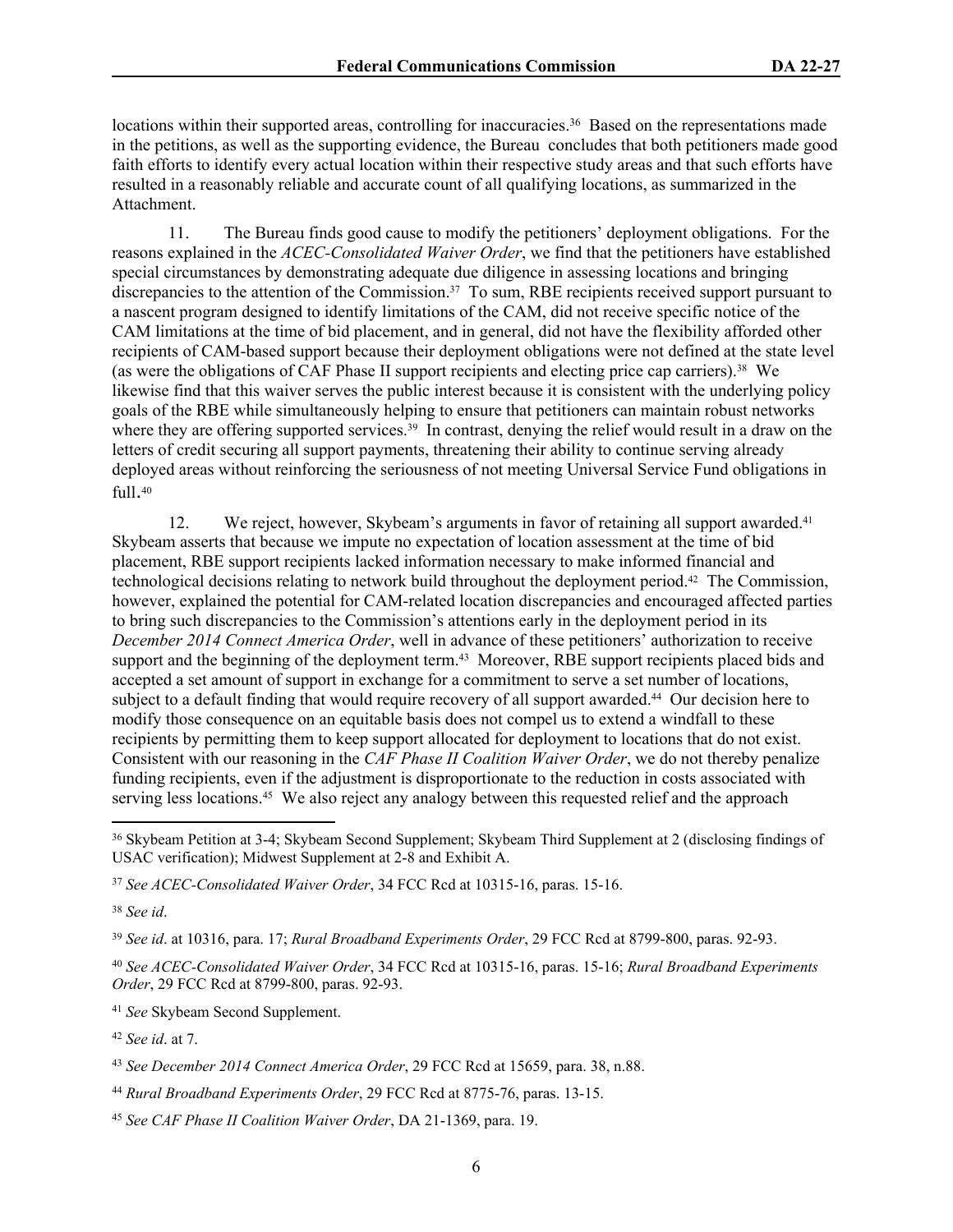locations within their supported areas, controlling for inaccuracies.[36] Based on the representations made in the petitions, as well as the supporting evidence, the Bureau concludes that both petitioners made good faith efforts to identify every actual location within their respective study areas and that such efforts have resulted in a reasonably reliable and accurate count of all qualifying locations, as summarized in the Attachment.

11. The Bureau finds good cause to modify the petitioners' deployment obligations. For the reasons explained in the *ACEC-Consolidated Waiver Order*, we find that the petitioners have established special circumstances by demonstrating adequate due diligence in assessing locations and bringing discrepancies to the attention of the Commission.[37] To sum, RBE recipients received support pursuant to a nascent program designed to identify limitations of the CAM, did not receive specific notice of the CAM limitations at the time of bid placement, and in general, did not have the flexibility afforded other recipients of CAM-based support because their deployment obligations were not defined at the state level (as were the obligations of CAF Phase II support recipients and electing price cap carriers).[38] We likewise find that this waiver serves the public interest because it is consistent with the underlying policy goals of the RBE while simultaneously helping to ensure that petitioners can maintain robust networks where they are offering supported services.[39] In contrast, denying the relief would result in a draw on the letters of credit securing all support payments, threatening their ability to continue serving already deployed areas without reinforcing the seriousness of not meeting Universal Service Fund obligations in full.[40]

12. We reject, however, Skybeam's arguments in favor of retaining all support awarded.[41] Skybeam asserts that because we impute no expectation of location assessment at the time of bid placement, RBE support recipients lacked information necessary to make informed financial and technological decisions relating to network build throughout the deployment period.[42] The Commission, however, explained the potential for CAM-related location discrepancies and encouraged affected parties to bring such discrepancies to the Commission's attentions early in the deployment period in its *December 2014 Connect America Order*, well in advance of these petitioners' authorization to receive support and the beginning of the deployment term.[43] Moreover, RBE support recipients placed bids and accepted a set amount of support in exchange for a commitment to serve a set number of locations, subject to a default finding that would require recovery of all support awarded.[44] Our decision here to modify those consequence on an equitable basis does not compel us to extend a windfall to these recipients by permitting them to keep support allocated for deployment to locations that do not exist. Consistent with our reasoning in the *CAF Phase II Coalition Waiver Order*, we do not thereby penalize funding recipients, even if the adjustment is disproportionate to the reduction in costs associated with serving less locations.[45] We also reject any analogy between this requested relief and the approach

---

[36] Skybeam Petition at 3-4; Skybeam Second Supplement; Skybeam Third Supplement at 2 (disclosing findings of USAC verification); Midwest Supplement at 2-8 and Exhibit A.

[37] *See ACEC-Consolidated Waiver Order*, 34 FCC Rcd at 10315-16, paras. 15-16.

[38] *See id*.

[39] *See id*. at 10316, para. 17; *Rural Broadband Experiments Order*, 29 FCC Rcd at 8799-800, paras. 92-93.

[40] *See ACEC-Consolidated Waiver Order*, 34 FCC Rcd at 10315-16, paras. 15-16; *Rural Broadband Experiments Order*, 29 FCC Rcd at 8799-800, paras. 92-93.

[41] *See* Skybeam Second Supplement.

[42] *See id*. at 7.

[43] *See December 2014 Connect America Order*, 29 FCC Rcd at 15659, para. 38, n.88.

[44] *Rural Broadband Experiments Order*, 29 FCC Rcd at 8775-76, paras. 13-15.

[45] *See CAF Phase II Coalition Waiver Order*, DA 21-1369, para. 19.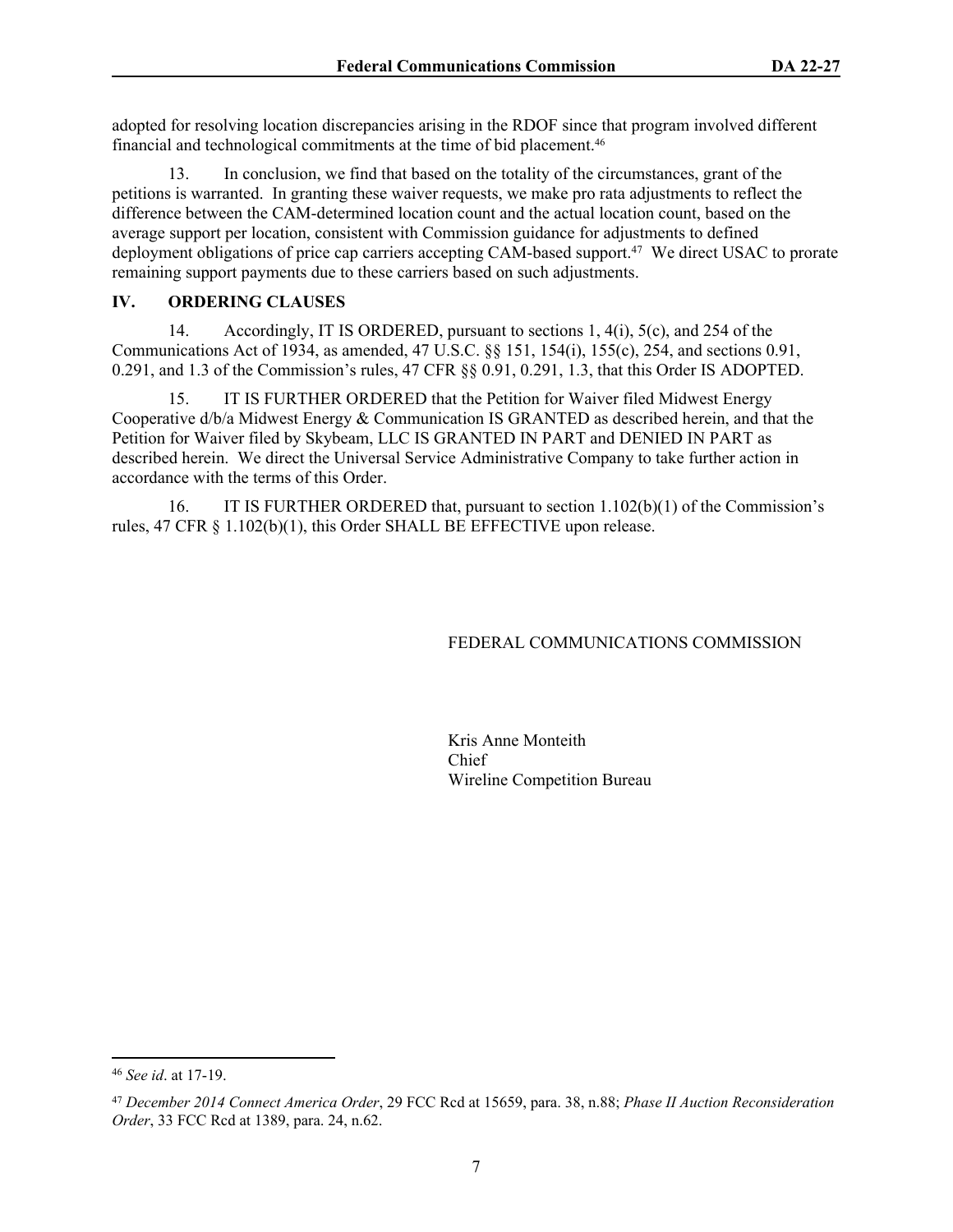adopted for resolving location discrepancies arising in the RDOF since that program involved different financial and technological commitments at the time of bid placement.[46]

13. In conclusion, we find that based on the totality of the circumstances, grant of the petitions is warranted. In granting these waiver requests, we make pro rata adjustments to reflect the difference between the CAM-determined location count and the actual location count, based on the average support per location, consistent with Commission guidance for adjustments to defined deployment obligations of price cap carriers accepting CAM-based support.[47] We direct USAC to prorate remaining support payments due to these carriers based on such adjustments.

## IV. ORDERING CLAUSES

14. Accordingly, IT IS ORDERED, pursuant to sections 1, 4(i), 5(c), and 254 of the Communications Act of 1934, as amended, 47 U.S.C. §§ 151, 154(i), 155(c), 254, and sections 0.91, 0.291, and 1.3 of the Commission's rules, 47 CFR §§ 0.91, 0.291, 1.3, that this Order IS ADOPTED.

15. IT IS FURTHER ORDERED that the Petition for Waiver filed Midwest Energy Cooperative d/b/a Midwest Energy & Communication IS GRANTED as described herein, and that the Petition for Waiver filed by Skybeam, LLC IS GRANTED IN PART and DENIED IN PART as described herein. We direct the Universal Service Administrative Company to take further action in accordance with the terms of this Order.

16. IT IS FURTHER ORDERED that, pursuant to section 1.102(b)(1) of the Commission's rules, 47 CFR § 1.102(b)(1), this Order SHALL BE EFFECTIVE upon release.

FEDERAL COMMUNICATIONS COMMISSION

Kris Anne Monteith
Chief
Wireline Competition Bureau

---

[46] *See id*. at 17-19.

[47] *December 2014 Connect America Order*, 29 FCC Rcd at 15659, para. 38, n.88; *Phase II Auction Reconsideration Order*, 33 FCC Rcd at 1389, para. 24, n.62.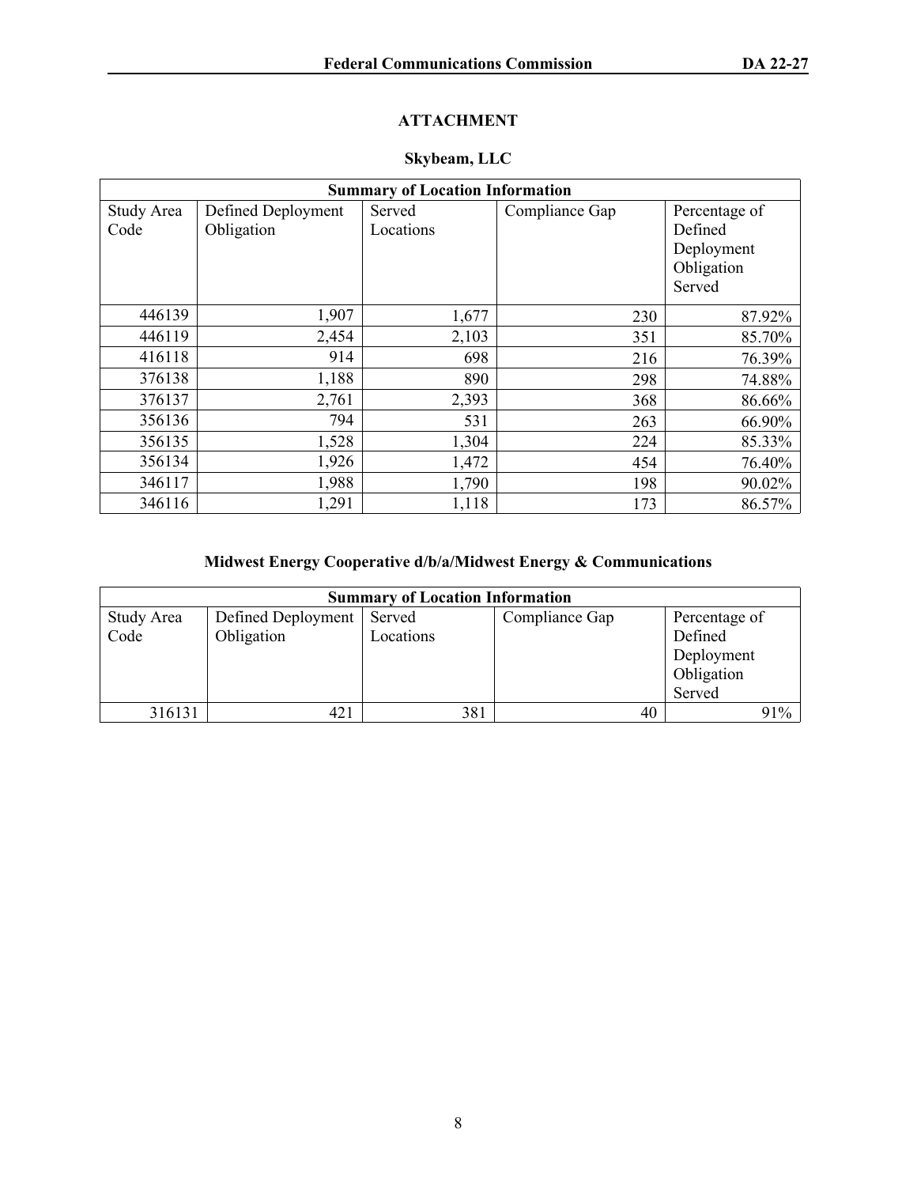# ATTACHMENT

## Skybeam, LLC

| Summary of Location Information | | | | |
|---|---|---|---|---|
| Study Area Code | Defined Deployment Obligation | Served Locations | Compliance Gap | Percentage of Defined Deployment Obligation Served |
| 446139 | 1,907 | 1,677 | 230 | 87.92% |
| 446119 | 2,454 | 2,103 | 351 | 85.70% |
| 416118 | 914 | 698 | 216 | 76.39% |
| 376138 | 1,188 | 890 | 298 | 74.88% |
| 376137 | 2,761 | 2,393 | 368 | 86.66% |
| 356136 | 794 | 531 | 263 | 66.90% |
| 356135 | 1,528 | 1,304 | 224 | 85.33% |
| 356134 | 1,926 | 1,472 | 454 | 76.40% |
| 346117 | 1,988 | 1,790 | 198 | 90.02% |
| 346116 | 1,291 | 1,118 | 173 | 86.57% |

## Midwest Energy Cooperative d/b/a/Midwest Energy & Communications

| Summary of Location Information | | | | |
|---|---|---|---|---|
| Study Area Code | Defined Deployment Obligation | Served Locations | Compliance Gap | Percentage of Defined Deployment Obligation Served |
| 316131 | 421 | 381 | 40 | 91% |